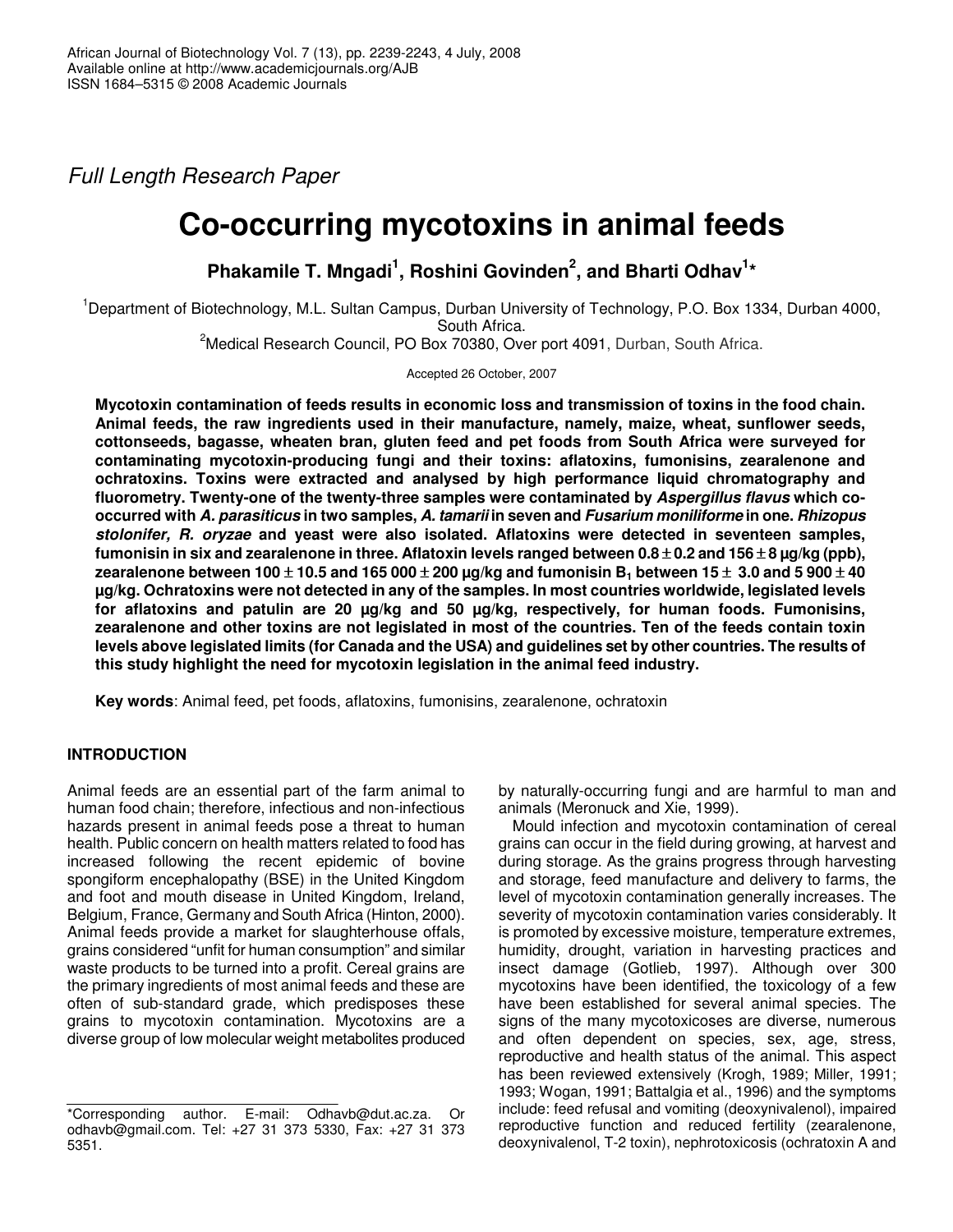*Full Length Research Paper*

# Co-occurring mycotoxins in animal feeds

**Phakamile T. Mngadi[1], Roshini Govinden[2], and Bharti Odhav[1]***

[1]Department of Biotechnology, M.L. Sultan Campus, Durban University of Technology, P.O. Box 1334, Durban 4000, South Africa.
[2]Medical Research Council, PO Box 70380, Over port 4091, Durban, South Africa.

Accepted 26 October, 2007

**Mycotoxin contamination of feeds results in economic loss and transmission of toxins in the food chain. Animal feeds, the raw ingredients used in their manufacture, namely, maize, wheat, sunflower seeds, cottonseeds, bagasse, wheaten bran, gluten feed and pet foods from South Africa were surveyed for contaminating mycotoxin-producing fungi and their toxins: aflatoxins, fumonisins, zearalenone and ochratoxins. Toxins were extracted and analysed by high performance liquid chromatography and fluorometry. Twenty-one of the twenty-three samples were contaminated by *Aspergillus flavus* which co-occurred with *A. parasiticus* in two samples, *A. tamarii* in seven and *Fusarium moniliforme* in one. *Rhizopus stolonifer, R. oryzae* and yeast were also isolated. Aflatoxins were detected in seventeen samples, fumonisin in six and zearalenone in three. Aflatoxin levels ranged between 0.8 ± 0.2 and 156 ± 8 µg/kg (ppb), zearalenone between 100 ± 10.5 and 165 000 ± 200 µg/kg and fumonisin $B_1$ between 15 ± 3.0 and 5 900 ± 40 µg/kg. Ochratoxins were not detected in any of the samples. In most countries worldwide, legislated levels for aflatoxins and patulin are 20 µg/kg and 50 µg/kg, respectively, for human foods. Fumonisins, zearalenone and other toxins are not legislated in most of the countries. Ten of the feeds contain toxin levels above legislated limits (for Canada and the USA) and guidelines set by other countries. The results of this study highlight the need for mycotoxin legislation in the animal feed industry.**

**Key words**: Animal feed, pet foods, aflatoxins, fumonisins, zearalenone, ochratoxin

## INTRODUCTION

Animal feeds are an essential part of the farm animal to human food chain; therefore, infectious and non-infectious hazards present in animal feeds pose a threat to human health. Public concern on health matters related to food has increased following the recent epidemic of bovine spongiform encephalopathy (BSE) in the United Kingdom and foot and mouth disease in United Kingdom, Ireland, Belgium, France, Germany and South Africa (Hinton, 2000). Animal feeds provide a market for slaughterhouse offals, grains considered "unfit for human consumption" and similar waste products to be turned into a profit. Cereal grains are the primary ingredients of most animal feeds and these are often of sub-standard grade, which predisposes these grains to mycotoxin contamination. Mycotoxins are a diverse group of low molecular weight metabolites produced by naturally-occurring fungi and are harmful to man and animals (Meronuck and Xie, 1999).

Mould infection and mycotoxin contamination of cereal grains can occur in the field during growing, at harvest and during storage. As the grains progress through harvesting and storage, feed manufacture and delivery to farms, the level of mycotoxin contamination generally increases. The severity of mycotoxin contamination varies considerably. It is promoted by excessive moisture, temperature extremes, humidity, drought, variation in harvesting practices and insect damage (Gotlieb, 1997). Although over 300 mycotoxins have been identified, the toxicology of a few have been established for several animal species. The signs of the many mycotoxicoses are diverse, numerous and often dependent on species, sex, age, stress, reproductive and health status of the animal. This aspect has been reviewed extensively (Krogh, 1989; Miller, 1991; 1993; Wogan, 1991; Battalgia et al., 1996) and the symptoms include: feed refusal and vomiting (deoxynivalenol), impaired reproductive function and reduced fertility (zearalenone, deoxynivalenol, T-2 toxin), nephrotoxicosis (ochratoxin A and

*Corresponding author. E-mail: Odhavb@dut.ac.za. Or odhavb@gmail.com. Tel: +27 31 373 5330, Fax: +27 31 373 5351.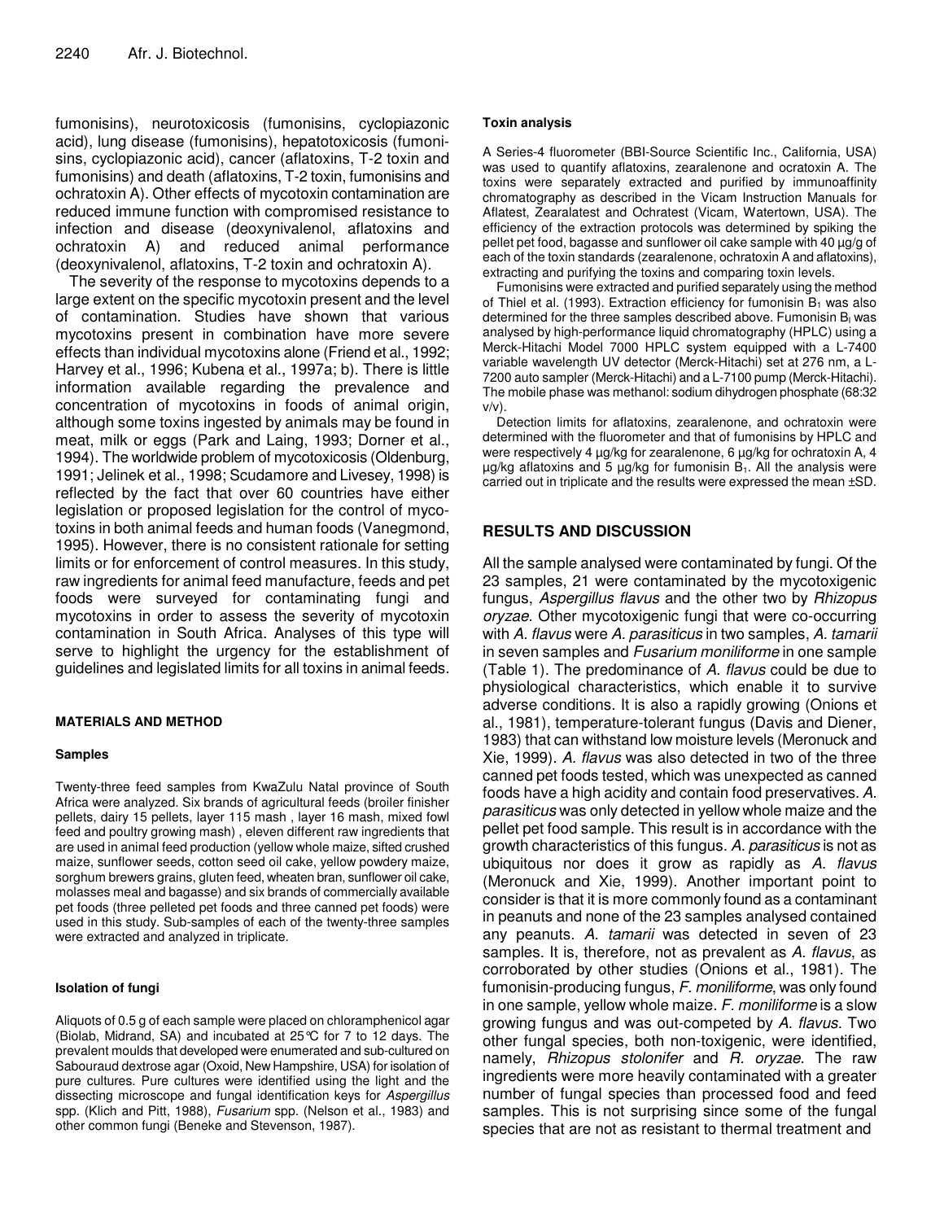fumonisins), neurotoxicosis (fumonisins, cyclopiazonic acid), lung disease (fumonisins), hepatotoxicosis (fumonisins, cyclopiazonic acid), cancer (aflatoxins, T-2 toxin and fumonisins) and death (aflatoxins, T-2 toxin, fumonisins and ochratoxin A). Other effects of mycotoxin contamination are reduced immune function with compromised resistance to infection and disease (deoxynivalenol, aflatoxins and ochratoxin A) and reduced animal performance (deoxynivalenol, aflatoxins, T-2 toxin and ochratoxin A).

The severity of the response to mycotoxins depends to a large extent on the specific mycotoxin present and the level of contamination. Studies have shown that various mycotoxins present in combination have more severe effects than individual mycotoxins alone (Friend et al., 1992; Harvey et al., 1996; Kubena et al., 1997a; b). There is little information available regarding the prevalence and concentration of mycotoxins in foods of animal origin, although some toxins ingested by animals may be found in meat, milk or eggs (Park and Laing, 1993; Dorner et al., 1994). The worldwide problem of mycotoxicosis (Oldenburg, 1991; Jelinek et al., 1998; Scudamore and Livesey, 1998) is reflected by the fact that over 60 countries have either legislation or proposed legislation for the control of mycotoxins in both animal feeds and human foods (Vanegmond, 1995). However, there is no consistent rationale for setting limits or for enforcement of control measures. In this study, raw ingredients for animal feed manufacture, feeds and pet foods were surveyed for contaminating fungi and mycotoxins in order to assess the severity of mycotoxin contamination in South Africa. Analyses of this type will serve to highlight the urgency for the establishment of guidelines and legislated limits for all toxins in animal feeds.

## MATERIALS AND METHOD

### Samples

Twenty-three feed samples from KwaZulu Natal province of South Africa were analyzed. Six brands of agricultural feeds (broiler finisher pellets, dairy 15 pellets, layer 115 mash , layer 16 mash, mixed fowl feed and poultry growing mash) , eleven different raw ingredients that are used in animal feed production (yellow whole maize, sifted crushed maize, sunflower seeds, cotton seed oil cake, yellow powdery maize, sorghum brewers grains, gluten feed, wheaten bran, sunflower oil cake, molasses meal and bagasse) and six brands of commercially available pet foods (three pelleted pet foods and three canned pet foods) were used in this study. Sub-samples of each of the twenty-three samples were extracted and analyzed in triplicate.

### Isolation of fungi

Aliquots of 0.5 g of each sample were placed on chloramphenicol agar (Biolab, Midrand, SA) and incubated at 25°C for 7 to 12 days. The prevalent moulds that developed were enumerated and sub-cultured on Sabouraud dextrose agar (Oxoid, New Hampshire, USA) for isolation of pure cultures. Pure cultures were identified using the light and the dissecting microscope and fungal identification keys for *Aspergillus* spp. (Klich and Pitt, 1988), *Fusarium* spp. (Nelson et al., 1983) and other common fungi (Beneke and Stevenson, 1987).

### Toxin analysis

A Series-4 fluorometer (BBI-Source Scientific Inc., California, USA) was used to quantify aflatoxins, zearalenone and ocratoxin A. The toxins were separately extracted and purified by immunoaffinity chromatography as described in the Vicam Instruction Manuals for Aflatest, Zearalatest and Ochratest (Vicam, Watertown, USA). The efficiency of the extraction protocols was determined by spiking the pellet pet food, bagasse and sunflower oil cake sample with 40 µg/g of each of the toxin standards (zearalenone, ochratoxin A and aflatoxins), extracting and purifying the toxins and comparing toxin levels.

Fumonisins were extracted and purified separately using the method of Thiel et al. (1993). Extraction efficiency for fumonisin $B_1$ was also determined for the three samples described above. Fumonisin $B_l$ was analysed by high-performance liquid chromatography (HPLC) using a Merck-Hitachi Model 7000 HPLC system equipped with a L-7400 variable wavelength UV detector (Merck-Hitachi) set at 276 nm, a L-7200 auto sampler (Merck-Hitachi) and a L-7100 pump (Merck-Hitachi). The mobile phase was methanol: sodium dihydrogen phosphate (68:32 v/v).

Detection limits for aflatoxins, zearalenone, and ochratoxin were determined with the fluorometer and that of fumonisins by HPLC and were respectively 4 µg/kg for zearalenone, 6 µg/kg for ochratoxin A, 4 µg/kg aflatoxins and 5 µg/kg for fumonisin $B_1$. All the analysis were carried out in triplicate and the results were expressed the mean ±SD.

## RESULTS AND DISCUSSION

All the sample analysed were contaminated by fungi. Of the 23 samples, 21 were contaminated by the mycotoxigenic fungus, *Aspergillus flavus* and the other two by *Rhizopus oryzae*. Other mycotoxigenic fungi that were co-occurring with *A. flavus* were *A. parasiticus* in two samples, *A. tamarii* in seven samples and *Fusarium moniliforme* in one sample (Table 1). The predominance of *A. flavus* could be due to physiological characteristics, which enable it to survive adverse conditions. It is also a rapidly growing (Onions et al., 1981), temperature-tolerant fungus (Davis and Diener, 1983) that can withstand low moisture levels (Meronuck and Xie, 1999). *A. flavus* was also detected in two of the three canned pet foods tested, which was unexpected as canned foods have a high acidity and contain food preservatives. *A. parasiticus* was only detected in yellow whole maize and the pellet pet food sample. This result is in accordance with the growth characteristics of this fungus. *A. parasiticus* is not as ubiquitous nor does it grow as rapidly as *A. flavus* (Meronuck and Xie, 1999). Another important point to consider is that it is more commonly found as a contaminant in peanuts and none of the 23 samples analysed contained any peanuts. *A. tamarii* was detected in seven of 23 samples. It is, therefore, not as prevalent as *A. flavus*, as corroborated by other studies (Onions et al., 1981). The fumonisin-producing fungus, *F. moniliforme*, was only found in one sample, yellow whole maize. *F. moniliforme* is a slow growing fungus and was out-competed by *A. flavus*. Two other fungal species, both non-toxigenic, were identified, namely, *Rhizopus stolonifer* and *R. oryzae*. The raw ingredients were more heavily contaminated with a greater number of fungal species than processed food and feed samples. This is not surprising since some of the fungal species that are not as resistant to thermal treatment and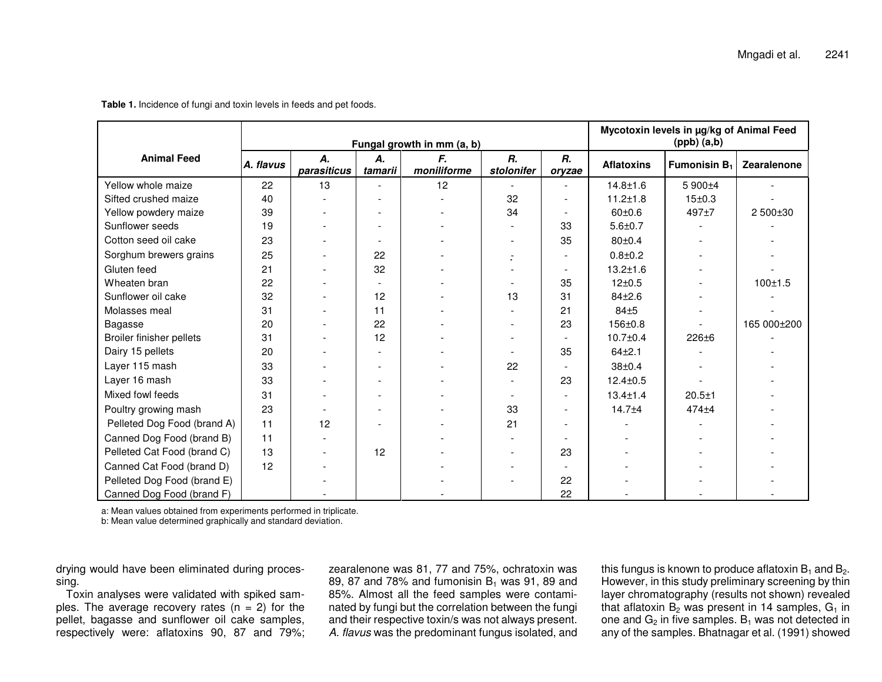**Table 1.** Incidence of fungi and toxin levels in feeds and pet foods.

| Animal Feed | Fungal growth in mm (a, b) | | | | | | Mycotoxin levels in µg/kg of Animal Feed (ppb) (a,b) | | |
|---|---|---|---|---|---|---|---|---|---|
| | *A. flavus* | *A. parasiticus* | *A. tamarii* | *F. moniliforme* | *R. stolonifer* | *R. oryzae* | Aflatoxins | Fumonisin $B_1$ | Zearalenone |
| Yellow whole maize | 22 | 13 | - | 12 | - | - | 14.8±1.6 | 5 900±4 | - |
| Sifted crushed maize | 40 | - | - | - | 32 | - | 11.2±1.8 | 15±0.3 | - |
| Yellow powdery maize | 39 | - | - | - | 34 | - | 60±0.6 | 497±7 | 2 500±30 |
| Sunflower seeds | 19 | - | - | - | - | 33 | 5.6±0.7 | - | - |
| Cotton seed oil cake | 23 | - | - | - | - | 35 | 80±0.4 | - | - |
| Sorghum brewers grains | 25 | - | 22 | - | - | - | 0.8±0.2 | - | - |
| Gluten feed | 21 | - | 32 | - | - | - | 13.2±1.6 | - | - |
| Wheaten bran | 22 | - | - | - | - | 35 | 12±0.5 | - | 100±1.5 |
| Sunflower oil cake | 32 | - | 12 | - | 13 | 31 | 84±2.6 | - | - |
| Molasses meal | 31 | - | 11 | - | - | 21 | 84±5 | - | - |
| Bagasse | 20 | - | 22 | - | - | 23 | 156±0.8 | - | 165 000±200 |
| Broiler finisher pellets | 31 | - | 12 | - | - | - | 10.7±0.4 | 226±6 | - |
| Dairy 15 pellets | 20 | - | - | - | - | 35 | 64±2.1 | - | - |
| Layer 115 mash | 33 | - | - | - | 22 | - | 38±0.4 | - | - |
| Layer 16 mash | 33 | - | - | - | - | 23 | 12.4±0.5 | - | - |
| Mixed fowl feeds | 31 | - | - | - | - | - | 13.4±1.4 | 20.5±1 | - |
| Poultry growing mash | 23 | - | - | - | 33 | - | 14.7±4 | 474±4 | - |
| Pelleted Dog Food (brand A) | 11 | 12 | - | - | 21 | - | - | - | - |
| Canned Dog Food (brand B) | 11 | - | | - | - | - | - | - | - |
| Pelleted Cat Food (brand C) | 13 | - | 12 | - | - | 23 | - | - | - |
| Canned Cat Food (brand D) | 12 | - | | - | - | - | - | - | - |
| Pelleted Dog Food (brand E) | | - | | - | - | 22 | - | - | - |
| Canned Dog Food (brand F) | | - | | - | | 22 | - | - | - |

a: Mean values obtained from experiments performed in triplicate.
b: Mean value determined graphically and standard deviation.

drying would have been eliminated during processing.

Toxin analyses were validated with spiked samples. The average recovery rates (n = 2) for the pellet, bagasse and sunflower oil cake samples, respectively were: aflatoxins 90, 87 and 79%; zearalenone was 81, 77 and 75%, ochratoxin was 89, 87 and 78% and fumonisin $B_1$ was 91, 89 and 85%. Almost all the feed samples were contaminated by fungi but the correlation between the fungi and their respective toxin/s was not always present. *A. flavus* was the predominant fungus isolated, and this fungus is known to produce aflatoxin $B_1$ and $B_2$. However, in this study preliminary screening by thin layer chromatography (results not shown) revealed that aflatoxin $B_2$ was present in 14 samples, $G_1$ in one and $G_2$ in five samples. $B_1$ was not detected in any of the samples. Bhatnagar et al. (1991) showed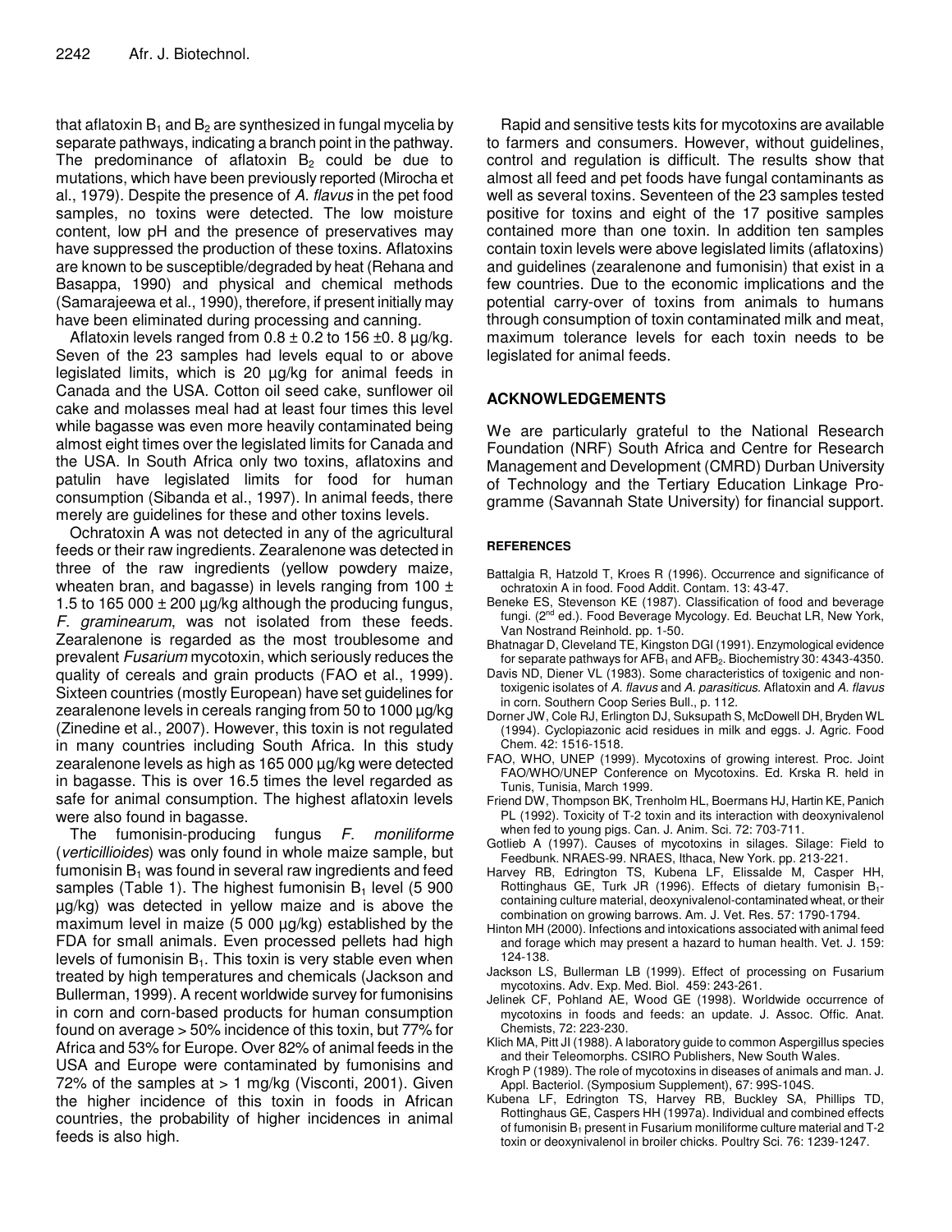that aflatoxin $B_1$ and $B_2$ are synthesized in fungal mycelia by separate pathways, indicating a branch point in the pathway. The predominance of aflatoxin $B_2$ could be due to mutations, which have been previously reported (Mirocha et al., 1979). Despite the presence of *A. flavus* in the pet food samples, no toxins were detected. The low moisture content, low pH and the presence of preservatives may have suppressed the production of these toxins. Aflatoxins are known to be susceptible/degraded by heat (Rehana and Basappa, 1990) and physical and chemical methods (Samarajeewa et al., 1990), therefore, if present initially may have been eliminated during processing and canning.

Aflatoxin levels ranged from 0.8 ± 0.2 to 156 ±0. 8 µg/kg. Seven of the 23 samples had levels equal to or above legislated limits, which is 20 µg/kg for animal feeds in Canada and the USA. Cotton oil seed cake, sunflower oil cake and molasses meal had at least four times this level while bagasse was even more heavily contaminated being almost eight times over the legislated limits for Canada and the USA. In South Africa only two toxins, aflatoxins and patulin have legislated limits for food for human consumption (Sibanda et al., 1997). In animal feeds, there merely are guidelines for these and other toxins levels.

Ochratoxin A was not detected in any of the agricultural feeds or their raw ingredients. Zearalenone was detected in three of the raw ingredients (yellow powdery maize, wheaten bran, and bagasse) in levels ranging from 100 ± 1.5 to 165 000 ± 200 µg/kg although the producing fungus, *F. graminearum*, was not isolated from these feeds. Zearalenone is regarded as the most troublesome and prevalent *Fusarium* mycotoxin, which seriously reduces the quality of cereals and grain products (FAO et al., 1999). Sixteen countries (mostly European) have set guidelines for zearalenone levels in cereals ranging from 50 to 1000 µg/kg (Zinedine et al., 2007). However, this toxin is not regulated in many countries including South Africa. In this study zearalenone levels as high as 165 000 µg/kg were detected in bagasse. This is over 16.5 times the level regarded as safe for animal consumption. The highest aflatoxin levels were also found in bagasse.

The fumonisin-producing fungus *F. moniliforme* (*verticillioides*) was only found in whole maize sample, but fumonisin $B_1$ was found in several raw ingredients and feed samples (Table 1). The highest fumonisin $B_1$ level (5 900 µg/kg) was detected in yellow maize and is above the maximum level in maize (5 000 µg/kg) established by the FDA for small animals. Even processed pellets had high levels of fumonisin $B_1$. This toxin is very stable even when treated by high temperatures and chemicals (Jackson and Bullerman, 1999). A recent worldwide survey for fumonisins in corn and corn-based products for human consumption found on average > 50% incidence of this toxin, but 77% for Africa and 53% for Europe. Over 82% of animal feeds in the USA and Europe were contaminated by fumonisins and 72% of the samples at > 1 mg/kg (Visconti, 2001). Given the higher incidence of this toxin in foods in African countries, the probability of higher incidences in animal feeds is also high.

Rapid and sensitive tests kits for mycotoxins are available to farmers and consumers. However, without guidelines, control and regulation is difficult. The results show that almost all feed and pet foods have fungal contaminants as well as several toxins. Seventeen of the 23 samples tested positive for toxins and eight of the 17 positive samples contained more than one toxin. In addition ten samples contain toxin levels were above legislated limits (aflatoxins) and guidelines (zearalenone and fumonisin) that exist in a few countries. Due to the economic implications and the potential carry-over of toxins from animals to humans through consumption of toxin contaminated milk and meat, maximum tolerance levels for each toxin needs to be legislated for animal feeds.

## ACKNOWLEDGEMENTS

We are particularly grateful to the National Research Foundation (NRF) South Africa and Centre for Research Management and Development (CMRD) Durban University of Technology and the Tertiary Education Linkage Programme (Savannah State University) for financial support.

## REFERENCES

Battaglia R, Hatzold T, Kroes R (1996). Occurrence and significance of ochratoxin A in food. Food Addit. Contam. 13: 43-47.

Beneke ES, Stevenson KE (1987). Classification of food and beverage fungi. (2nd ed.). Food Beverage Mycology. Ed. Beuchat LR, New York, Van Nostrand Reinhold. pp. 1-50.

Bhatnagar D, Cleveland TE, Kingston DGI (1991). Enzymological evidence for separate pathways for $AFB_1$ and $AFB_2$. Biochemistry 30: 4343-4350.

Davis ND, Diener VL (1983). Some characteristics of toxigenic and non-toxigenic isolates of *A. flavus* and *A. parasiticus*. Aflatoxin and *A. flavus* in corn. Southern Coop Series Bull., p. 112.

Dorner JW, Cole RJ, Erlington DJ, Suksupath S, McDowell DH, Bryden WL (1994). Cyclopiazonic acid residues in milk and eggs. J. Agric. Food Chem. 42: 1516-1518.

FAO, WHO, UNEP (1999). Mycotoxins of growing interest. Proc. Joint FAO/WHO/UNEP Conference on Mycotoxins. Ed. Krska R. held in Tunis, Tunisia, March 1999.

Friend DW, Thompson BK, Trenholm HL, Boermans HJ, Hartin KE, Panich PL (1992). Toxicity of T-2 toxin and its interaction with deoxynivalenol when fed to young pigs. Can. J. Anim. Sci. 72: 703-711.

Gotlieb A (1997). Causes of mycotoxins in silages. Silage: Field to Feedbunk. NRAES-99. NRAES, Ithaca, New York. pp. 213-221.

Harvey RB, Edrington TS, Kubena LF, Elissalde M, Casper HH, Rottinghaus GE, Turk JR (1996). Effects of dietary fumonisin $B_1$-containing culture material, deoxynivalenol-contaminated wheat, or their combination on growing barrows. Am. J. Vet. Res. 57: 1790-1794.

Hinton MH (2000). Infections and intoxications associated with animal feed and forage which may present a hazard to human health. Vet. J. 159: 124-138.

Jackson LS, Bullerman LB (1999). Effect of processing on Fusarium mycotoxins. Adv. Exp. Med. Biol. 459: 243-261.

Jelinek CF, Pohland AE, Wood GE (1998). Worldwide occurrence of mycotoxins in foods and feeds: an update. J. Assoc. Offic. Anat. Chemists, 72: 223-230.

Klich MA, Pitt JI (1988). A laboratory guide to common Aspergillus species and their Teleomorphs. CSIRO Publishers, New South Wales.

Krogh P (1989). The role of mycotoxins in diseases of animals and man. J. Appl. Bacteriol. (Symposium Supplement), 67: 99S-104S.

Kubena LF, Edrington TS, Harvey RB, Buckley SA, Phillips TD, Rottinghaus GE, Caspers HH (1997a). Individual and combined effects of fumonisin $B_1$ present in Fusarium moniliforme culture material and T-2 toxin or deoxynivalenol in broiler chicks. Poultry Sci. 76: 1239-1247.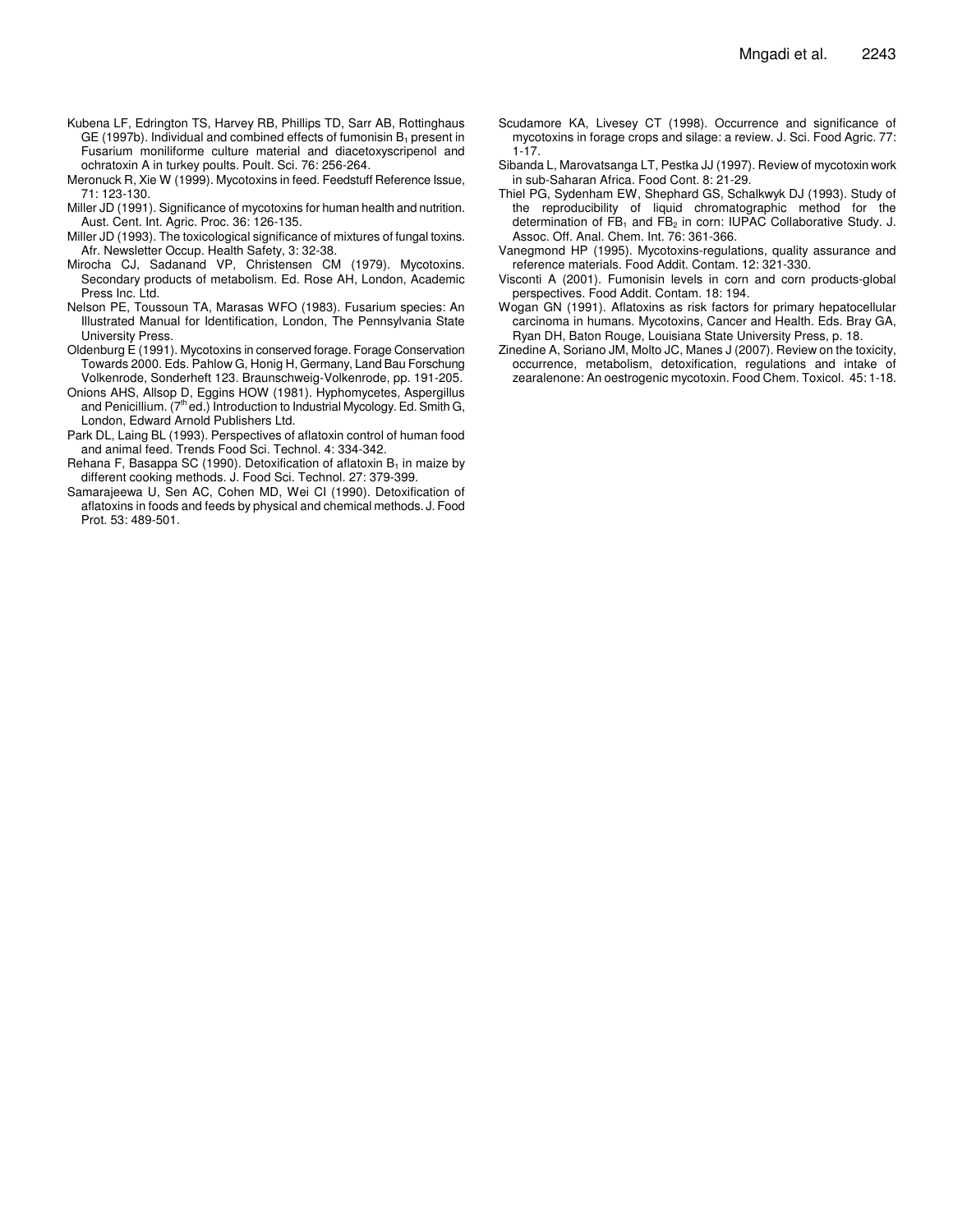Kubena LF, Edrington TS, Harvey RB, Phillips TD, Sarr AB, Rottinghaus GE (1997b). Individual and combined effects of fumonisin $B_1$ present in Fusarium moniliforme culture material and diacetoxyscripenol and ochratoxin A in turkey poults. Poult. Sci. 76: 256-264.

Meronuck R, Xie W (1999). Mycotoxins in feed. Feedstuff Reference Issue, 71: 123-130.

Miller JD (1991). Significance of mycotoxins for human health and nutrition. Aust. Cent. Int. Agric. Proc. 36: 126-135.

Miller JD (1993). The toxicological significance of mixtures of fungal toxins. Afr. Newsletter Occup. Health Safety, 3: 32-38.

Mirocha CJ, Sadanand VP, Christensen CM (1979). Mycotoxins. Secondary products of metabolism. Ed. Rose AH, London, Academic Press Inc. Ltd.

Nelson PE, Toussoun TA, Marasas WFO (1983). Fusarium species: An Illustrated Manual for Identification, London, The Pennsylvania State University Press.

Oldenburg E (1991). Mycotoxins in conserved forage. Forage Conservation Towards 2000. Eds. Pahlow G, Honig H, Germany, Land Bau Forschung Volkenrode, Sonderheft 123. Braunschweig-Volkenrode, pp. 191-205.

Onions AHS, Allsop D, Eggins HOW (1981). Hyphomycetes, Aspergillus and Penicillium. (7[th] ed.) Introduction to Industrial Mycology. Ed. Smith G, London, Edward Arnold Publishers Ltd.

Park DL, Laing BL (1993). Perspectives of aflatoxin control of human food and animal feed. Trends Food Sci. Technol. 4: 334-342.

Rehana F, Basappa SC (1990). Detoxification of aflatoxin $B_1$ in maize by different cooking methods. J. Food Sci. Technol. 27: 379-399.

Samarajeewa U, Sen AC, Cohen MD, Wei CI (1990). Detoxification of aflatoxins in foods and feeds by physical and chemical methods. J. Food Prot. 53: 489-501.

Scudamore KA, Livesey CT (1998). Occurrence and significance of mycotoxins in forage crops and silage: a review. J. Sci. Food Agric. 77: 1-17.

Sibanda L, Marovatsanga LT, Pestka JJ (1997). Review of mycotoxin work in sub-Saharan Africa. Food Cont. 8: 21-29.

Thiel PG, Sydenham EW, Shephard GS, Schalkwyk DJ (1993). Study of the reproducibility of liquid chromatographic method for the determination of $FB_1$ and $FB_2$ in corn: IUPAC Collaborative Study. J. Assoc. Off. Anal. Chem. Int. 76: 361-366.

Vanegmond HP (1995). Mycotoxins-regulations, quality assurance and reference materials. Food Addit. Contam. 12: 321-330.

Visconti A (2001). Fumonisin levels in corn and corn products-global perspectives. Food Addit. Contam. 18: 194.

Wogan GN (1991). Aflatoxins as risk factors for primary hepatocellular carcinoma in humans. Mycotoxins, Cancer and Health. Eds. Bray GA, Ryan DH, Baton Rouge, Louisiana State University Press, p. 18.

Zinedine A, Soriano JM, Molto JC, Manes J (2007). Review on the toxicity, occurrence, metabolism, detoxification, regulations and intake of zearalenone: An oestrogenic mycotoxin. Food Chem. Toxicol. 45: 1-18.